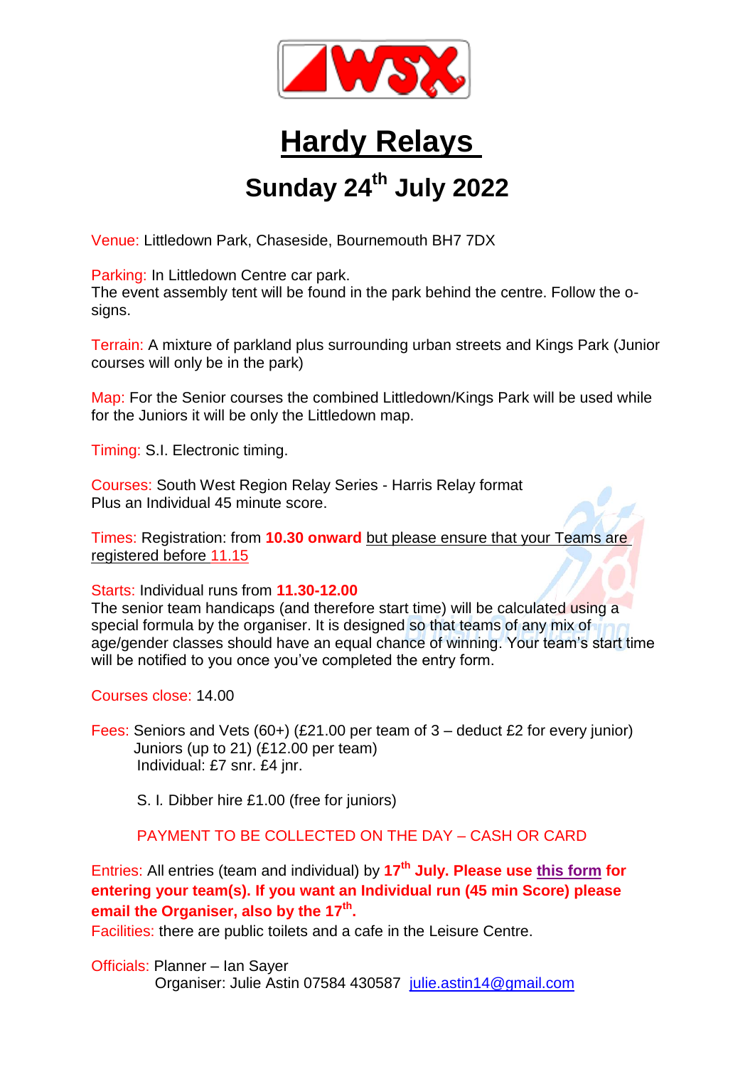# Hardy Relays

## Sunday 24th July 2022

Venue: Littledown Park, Chaseside, Bournemouth BH7 7DX

Parking: In Littledown Centre car park.
The event assembly tent will be found in the park behind the centre. Follow the o-signs.

Terrain: A mixture of parkland plus surrounding urban streets and Kings Park (Junior courses will only be in the park)

Map: For the Senior courses the combined Littledown/Kings Park will be used while for the Juniors it will be only the Littledown map.

Timing: S.I. Electronic timing.

Courses: South West Region Relay Series - Harris Relay format
Plus an Individual 45 minute score.

Times: Registration: from **10.30 onward** but please ensure that your Teams are registered before 11.15

Starts: Individual runs from **11.30-12.00**
The senior team handicaps (and therefore start time) will be calculated using a special formula by the organiser. It is designed so that teams of any mix of age/gender classes should have an equal chance of winning. Your team's start time will be notified to you once you've completed the entry form.

Courses close: 14.00

Fees: Seniors and Vets (60+) (£21.00 per team of 3 – deduct £2 for every junior)
Juniors (up to 21) (£12.00 per team)
Individual: £7 snr. £4 jnr.

S. I. Dibber hire £1.00 (free for juniors)

PAYMENT TO BE COLLECTED ON THE DAY – CASH OR CARD

Entries: All entries (team and individual) by **17th July. Please use this form for entering your team(s). If you want an Individual run (45 min Score) please email the Organiser, also by the 17th.**

Facilities: there are public toilets and a cafe in the Leisure Centre.

Officials: Planner – Ian Sayer
Organiser: Julie Astin 07584 430587 julie.astin14@gmail.com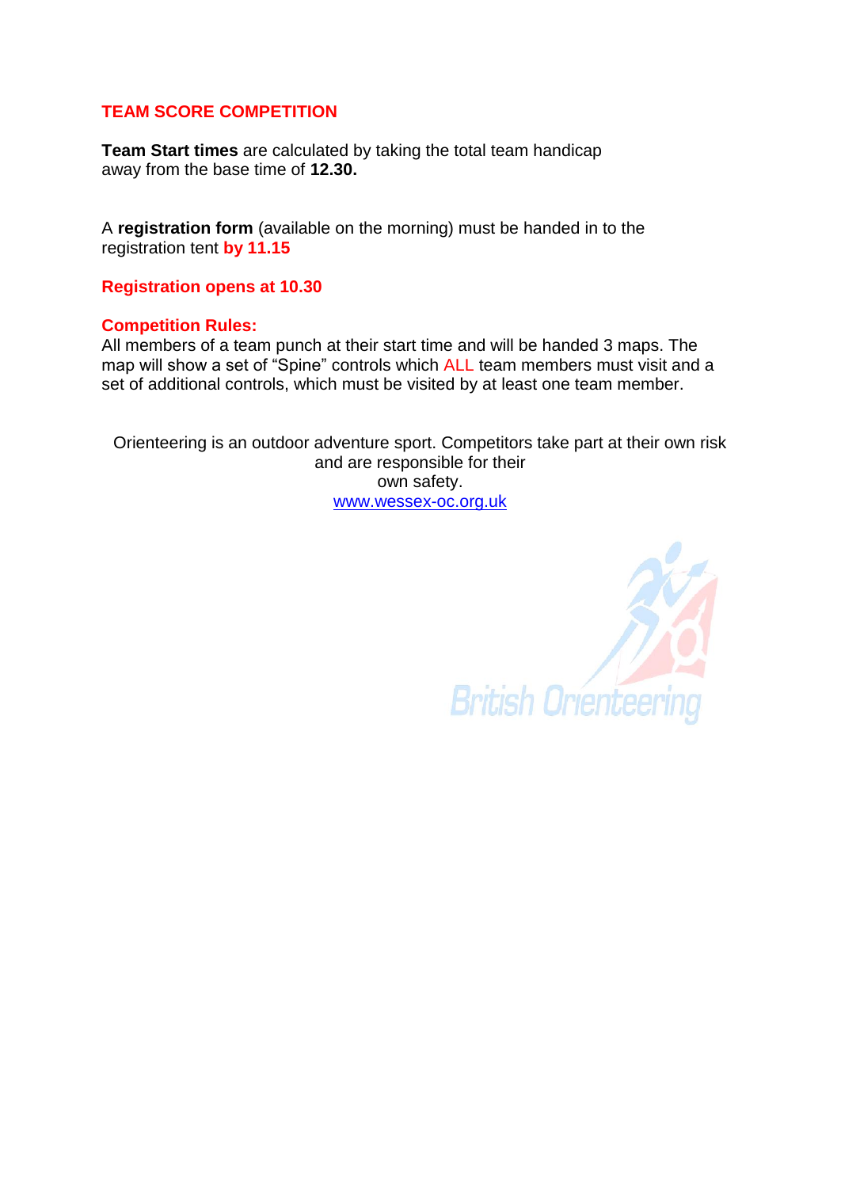## TEAM SCORE COMPETITION

**Team Start times** are calculated by taking the total team handicap away from the base time of **12.30.**

A **registration form** (available on the morning) must be handed in to the registration tent **by 11.15**

**Registration opens at 10.30**

**Competition Rules:**

All members of a team punch at their start time and will be handed 3 maps. The map will show a set of "Spine" controls which ALL team members must visit and a set of additional controls, which must be visited by at least one team member.

Orienteering is an outdoor adventure sport. Competitors take part at their own risk and are responsible for their own safety.

www.wessex-oc.org.uk